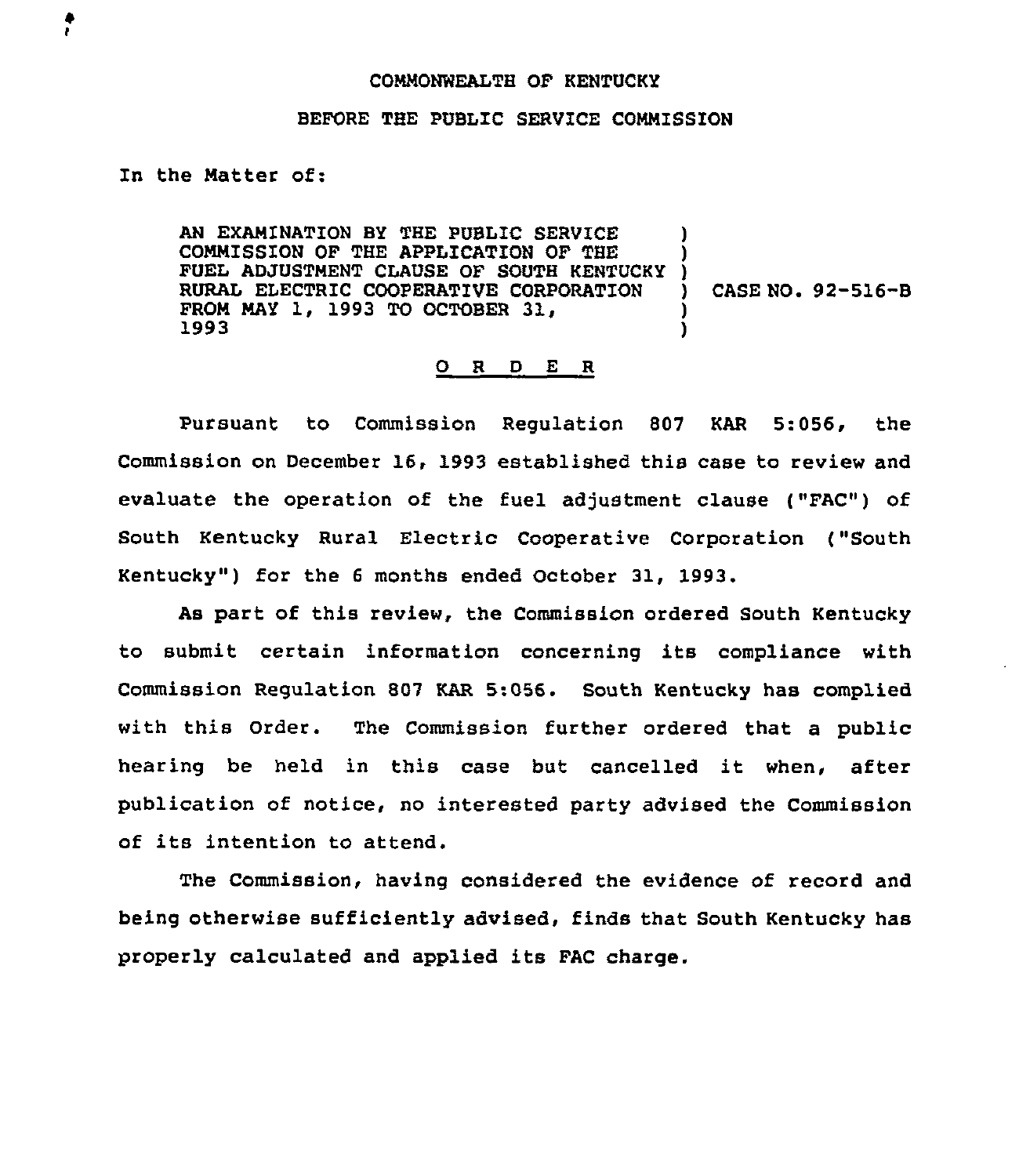COMMONWEALTH OF KENTUCKY

BEFORE THE PUBLIC SERVICE COMMISSION

In the Matter of:

| | |
|---|---|
| AN EXAMINATION BY THE PUBLIC SERVICE COMMISSION OF THE APPLICATION OF THE FUEL ADJUSTMENT CLAUSE OF SOUTH KENTUCKY RURAL ELECTRIC COOPERATIVE CORPORATION FROM MAY 1, 1993 TO OCTOBER 31, 1993 | ) CASE NO. 92-516-B |

## O R D E R

Pursuant to Commission Regulation 807 KAR 5:056, the Commission on December 16, 1993 established this case to review and evaluate the operation of the fuel adjustment clause ("FAC") of South Kentucky Rural Electric Cooperative Corporation ("South Kentucky") for the 6 months ended October 31, 1993.

As part of this review, the Commission ordered South Kentucky to submit certain information concerning its compliance with Commission Regulation 807 KAR 5:056. South Kentucky has complied with this Order. The Commission further ordered that a public hearing be held in this case but cancelled it when, after publication of notice, no interested party advised the Commission of its intention to attend.

The Commission, having considered the evidence of record and being otherwise sufficiently advised, finds that South Kentucky has properly calculated and applied its FAC charge.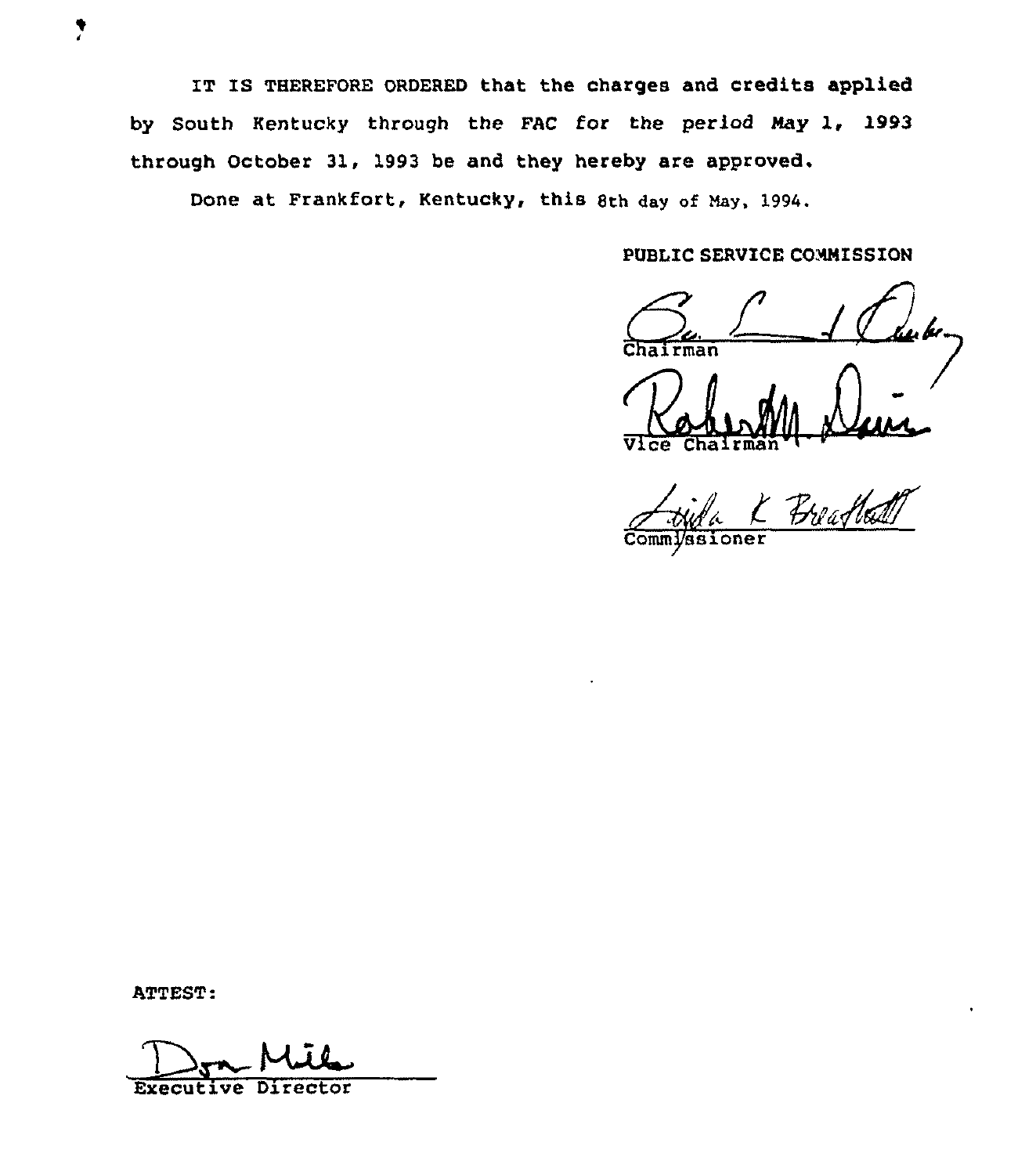IT IS THEREFORE ORDERED that the charges and credits applied by South Kentucky through the FAC for the period May 1, 1993 through October 31, 1993 be and they hereby are approved.

Done at Frankfort, Kentucky, this 8th day of May, 1994.

PUBLIC SERVICE COMMISSION

Chairman

Vice Chairman

Commissioner

ATTEST:

Executive Director